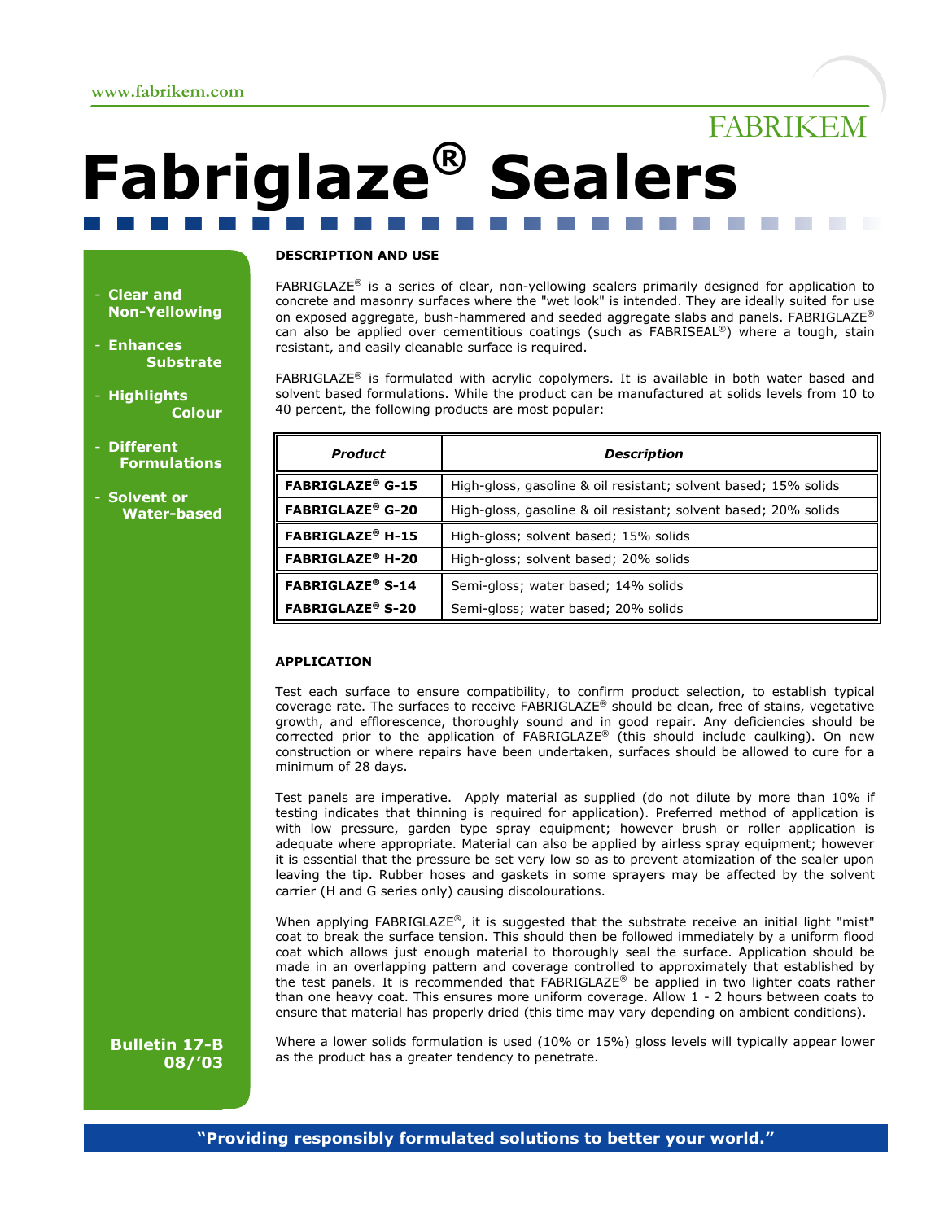www.fabrikem.com

FABRIKEM

# Fabriglaze® Sealers

- Clear and Non-Yellowing
- Enhances Substrate
- Highlights Colour
- Different Formulations
- Solvent or Water-based

Bulletin 17-B
08/'03

## DESCRIPTION AND USE

FABRIGLAZE® is a series of clear, non-yellowing sealers primarily designed for application to concrete and masonry surfaces where the "wet look" is intended. They are ideally suited for use on exposed aggregate, bush-hammered and seeded aggregate slabs and panels. FABRIGLAZE® can also be applied over cementitious coatings (such as FABRISEAL®) where a tough, stain resistant, and easily cleanable surface is required.

FABRIGLAZE® is formulated with acrylic copolymers. It is available in both water based and solvent based formulations. While the product can be manufactured at solids levels from 10 to 40 percent, the following products are most popular:

| *Product* | *Description* |
|---|---|
| **FABRIGLAZE® G-15** | High-gloss, gasoline & oil resistant; solvent based; 15% solids |
| **FABRIGLAZE® G-20** | High-gloss, gasoline & oil resistant; solvent based; 20% solids |
| **FABRIGLAZE® H-15** | High-gloss; solvent based; 15% solids |
| **FABRIGLAZE® H-20** | High-gloss; solvent based; 20% solids |
| **FABRIGLAZE® S-14** | Semi-gloss; water based; 14% solids |
| **FABRIGLAZE® S-20** | Semi-gloss; water based; 20% solids |

## APPLICATION

Test each surface to ensure compatibility, to confirm product selection, to establish typical coverage rate. The surfaces to receive FABRIGLAZE® should be clean, free of stains, vegetative growth, and efflorescence, thoroughly sound and in good repair. Any deficiencies should be corrected prior to the application of FABRIGLAZE® (this should include caulking). On new construction or where repairs have been undertaken, surfaces should be allowed to cure for a minimum of 28 days.

Test panels are imperative. Apply material as supplied (do not dilute by more than 10% if testing indicates that thinning is required for application). Preferred method of application is with low pressure, garden type spray equipment; however brush or roller application is adequate where appropriate. Material can also be applied by airless spray equipment; however it is essential that the pressure be set very low so as to prevent atomization of the sealer upon leaving the tip. Rubber hoses and gaskets in some sprayers may be affected by the solvent carrier (H and G series only) causing discolourations.

When applying FABRIGLAZE®, it is suggested that the substrate receive an initial light "mist" coat to break the surface tension. This should then be followed immediately by a uniform flood coat which allows just enough material to thoroughly seal the surface. Application should be made in an overlapping pattern and coverage controlled to approximately that established by the test panels. It is recommended that FABRIGLAZE® be applied in two lighter coats rather than one heavy coat. This ensures more uniform coverage. Allow 1 - 2 hours between coats to ensure that material has properly dried (this time may vary depending on ambient conditions).

Where a lower solids formulation is used (10% or 15%) gloss levels will typically appear lower as the product has a greater tendency to penetrate.

**"Providing responsibly formulated solutions to better your world."**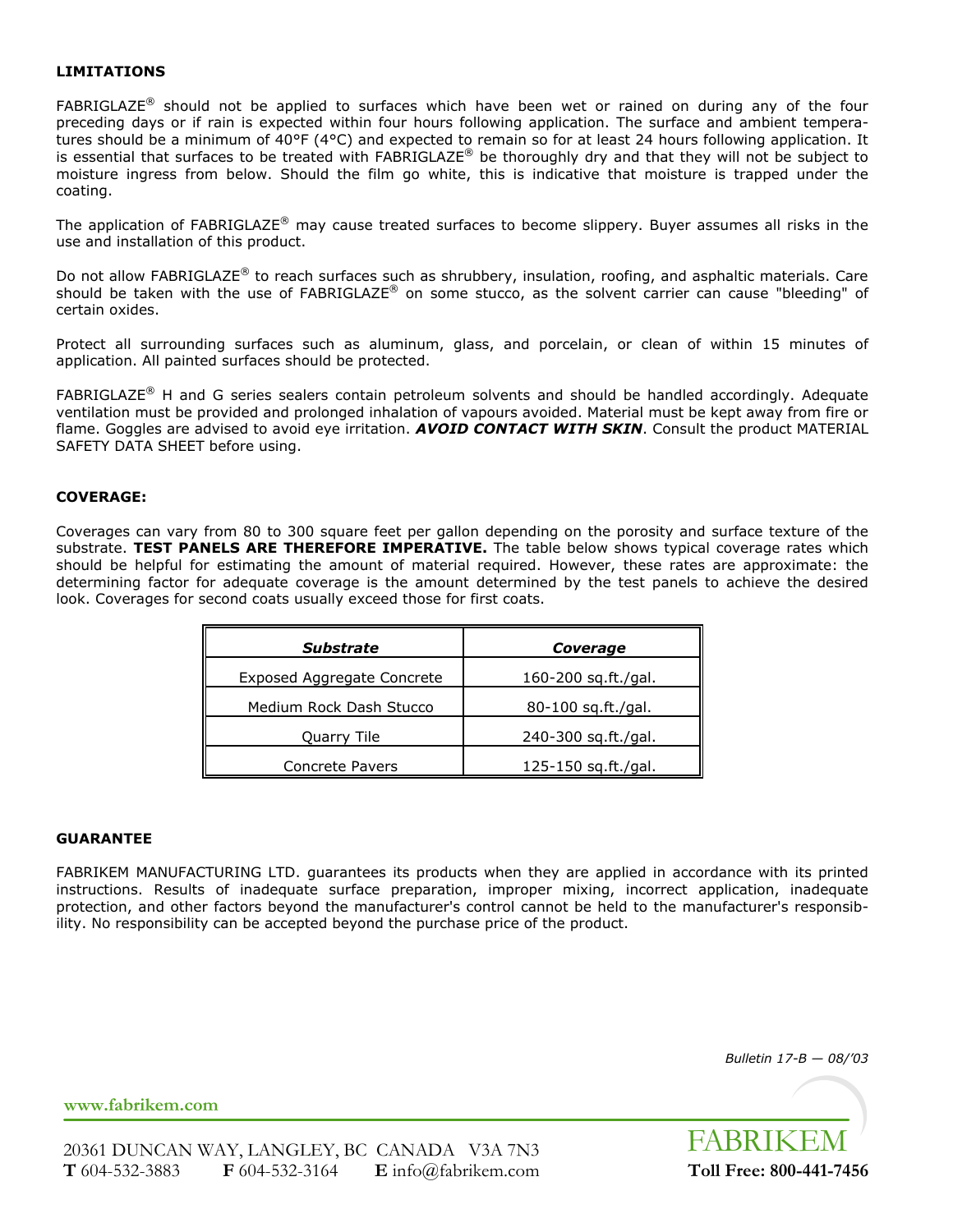## LIMITATIONS

FABRIGLAZE® should not be applied to surfaces which have been wet or rained on during any of the four preceding days or if rain is expected within four hours following application. The surface and ambient temperatures should be a minimum of 40°F (4°C) and expected to remain so for at least 24 hours following application. It is essential that surfaces to be treated with FABRIGLAZE® be thoroughly dry and that they will not be subject to moisture ingress from below. Should the film go white, this is indicative that moisture is trapped under the coating.

The application of FABRIGLAZE® may cause treated surfaces to become slippery. Buyer assumes all risks in the use and installation of this product.

Do not allow FABRIGLAZE® to reach surfaces such as shrubbery, insulation, roofing, and asphaltic materials. Care should be taken with the use of FABRIGLAZE® on some stucco, as the solvent carrier can cause "bleeding" of certain oxides.

Protect all surrounding surfaces such as aluminum, glass, and porcelain, or clean of within 15 minutes of application. All painted surfaces should be protected.

FABRIGLAZE® H and G series sealers contain petroleum solvents and should be handled accordingly. Adequate ventilation must be provided and prolonged inhalation of vapours avoided. Material must be kept away from fire or flame. Goggles are advised to avoid eye irritation. ***AVOID CONTACT WITH SKIN***. Consult the product MATERIAL SAFETY DATA SHEET before using.

## COVERAGE:

Coverages can vary from 80 to 300 square feet per gallon depending on the porosity and surface texture of the substrate. **TEST PANELS ARE THEREFORE IMPERATIVE.** The table below shows typical coverage rates which should be helpful for estimating the amount of material required. However, these rates are approximate: the determining factor for adequate coverage is the amount determined by the test panels to achieve the desired look. Coverages for second coats usually exceed those for first coats.

| ***Substrate*** | ***Coverage*** |
|---|---|
| Exposed Aggregate Concrete | 160-200 sq.ft./gal. |
| Medium Rock Dash Stucco | 80-100 sq.ft./gal. |
| Quarry Tile | 240-300 sq.ft./gal. |
| Concrete Pavers | 125-150 sq.ft./gal. |

## GUARANTEE

FABRIKEM MANUFACTURING LTD. guarantees its products when they are applied in accordance with its printed instructions. Results of inadequate surface preparation, improper mixing, incorrect application, inadequate protection, and other factors beyond the manufacturer's control cannot be held to the manufacturer's responsibility. No responsibility can be accepted beyond the purchase price of the product.

*Bulletin 17-B — 08/'03*

www.fabrikem.com

20361 DUNCAN WAY, LANGLEY, BC CANADA V3A 7N3
**T** 604-532-3883 **F** 604-532-3164 **E** info@fabrikem.com

FABRIKEM
**Toll Free: 800-441-7456**